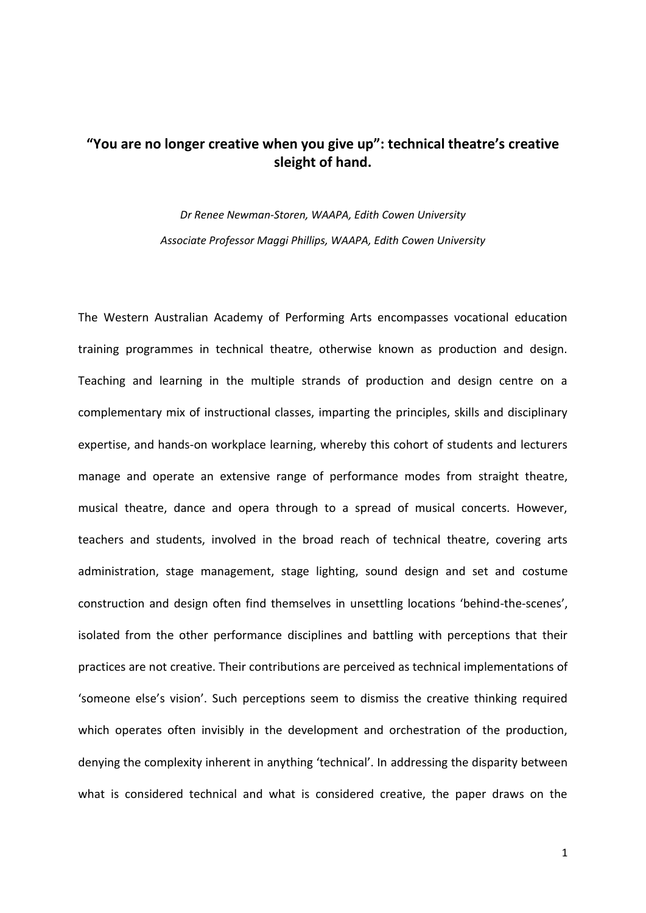# "You are no longer creative when you give up": technical theatre's creative sleight of hand.

*Dr Renee Newman-Storen, WAAPA, Edith Cowen University*

*Associate Professor Maggi Phillips, WAAPA, Edith Cowen University*

The Western Australian Academy of Performing Arts encompasses vocational education training programmes in technical theatre, otherwise known as production and design. Teaching and learning in the multiple strands of production and design centre on a complementary mix of instructional classes, imparting the principles, skills and disciplinary expertise, and hands-on workplace learning, whereby this cohort of students and lecturers manage and operate an extensive range of performance modes from straight theatre, musical theatre, dance and opera through to a spread of musical concerts. However, teachers and students, involved in the broad reach of technical theatre, covering arts administration, stage management, stage lighting, sound design and set and costume construction and design often find themselves in unsettling locations 'behind-the-scenes', isolated from the other performance disciplines and battling with perceptions that their practices are not creative. Their contributions are perceived as technical implementations of 'someone else's vision'. Such perceptions seem to dismiss the creative thinking required which operates often invisibly in the development and orchestration of the production, denying the complexity inherent in anything 'technical'. In addressing the disparity between what is considered technical and what is considered creative, the paper draws on the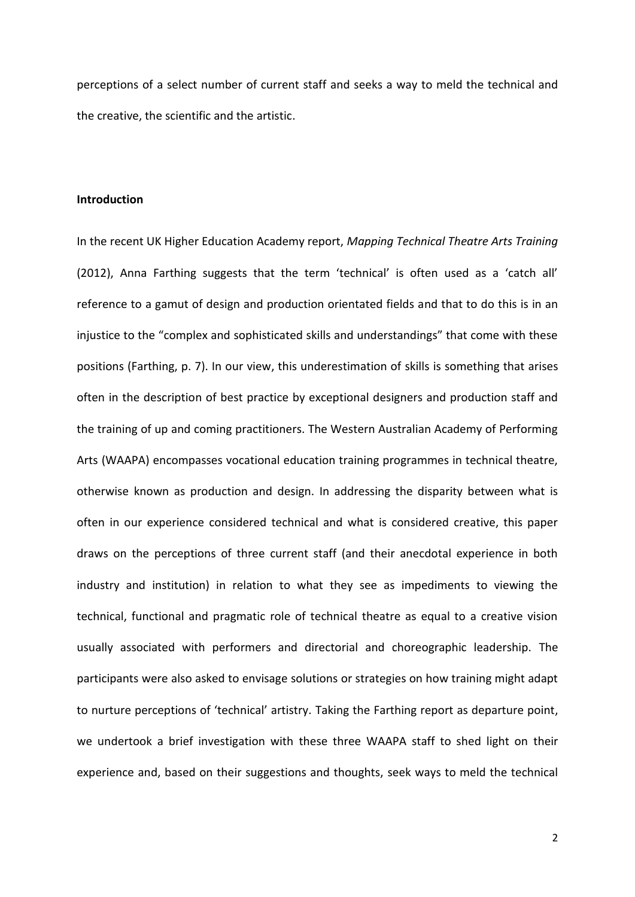perceptions of a select number of current staff and seeks a way to meld the technical and the creative, the scientific and the artistic.

**Introduction**

In the recent UK Higher Education Academy report, *Mapping Technical Theatre Arts Training* (2012), Anna Farthing suggests that the term 'technical' is often used as a 'catch all' reference to a gamut of design and production orientated fields and that to do this is in an injustice to the "complex and sophisticated skills and understandings" that come with these positions (Farthing, p. 7). In our view, this underestimation of skills is something that arises often in the description of best practice by exceptional designers and production staff and the training of up and coming practitioners. The Western Australian Academy of Performing Arts (WAAPA) encompasses vocational education training programmes in technical theatre, otherwise known as production and design. In addressing the disparity between what is often in our experience considered technical and what is considered creative, this paper draws on the perceptions of three current staff (and their anecdotal experience in both industry and institution) in relation to what they see as impediments to viewing the technical, functional and pragmatic role of technical theatre as equal to a creative vision usually associated with performers and directorial and choreographic leadership. The participants were also asked to envisage solutions or strategies on how training might adapt to nurture perceptions of 'technical' artistry. Taking the Farthing report as departure point, we undertook a brief investigation with these three WAAPA staff to shed light on their experience and, based on their suggestions and thoughts, seek ways to meld the technical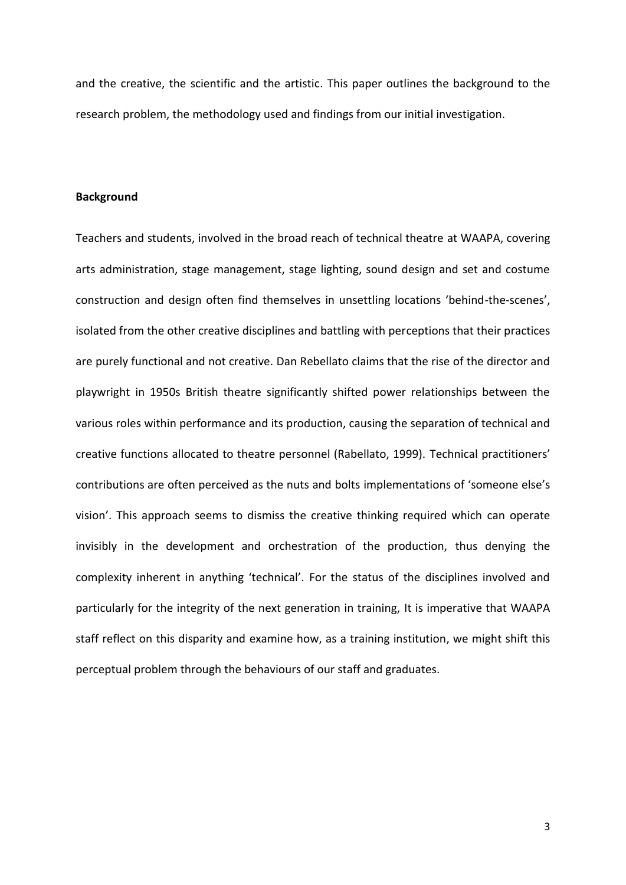and the creative, the scientific and the artistic. This paper outlines the background to the research problem, the methodology used and findings from our initial investigation.

**Background**

Teachers and students, involved in the broad reach of technical theatre at WAAPA, covering arts administration, stage management, stage lighting, sound design and set and costume construction and design often find themselves in unsettling locations 'behind-the-scenes', isolated from the other creative disciplines and battling with perceptions that their practices are purely functional and not creative. Dan Rebellato claims that the rise of the director and playwright in 1950s British theatre significantly shifted power relationships between the various roles within performance and its production, causing the separation of technical and creative functions allocated to theatre personnel (Rabellato, 1999). Technical practitioners' contributions are often perceived as the nuts and bolts implementations of 'someone else's vision'. This approach seems to dismiss the creative thinking required which can operate invisibly in the development and orchestration of the production, thus denying the complexity inherent in anything 'technical'. For the status of the disciplines involved and particularly for the integrity of the next generation in training, It is imperative that WAAPA staff reflect on this disparity and examine how, as a training institution, we might shift this perceptual problem through the behaviours of our staff and graduates.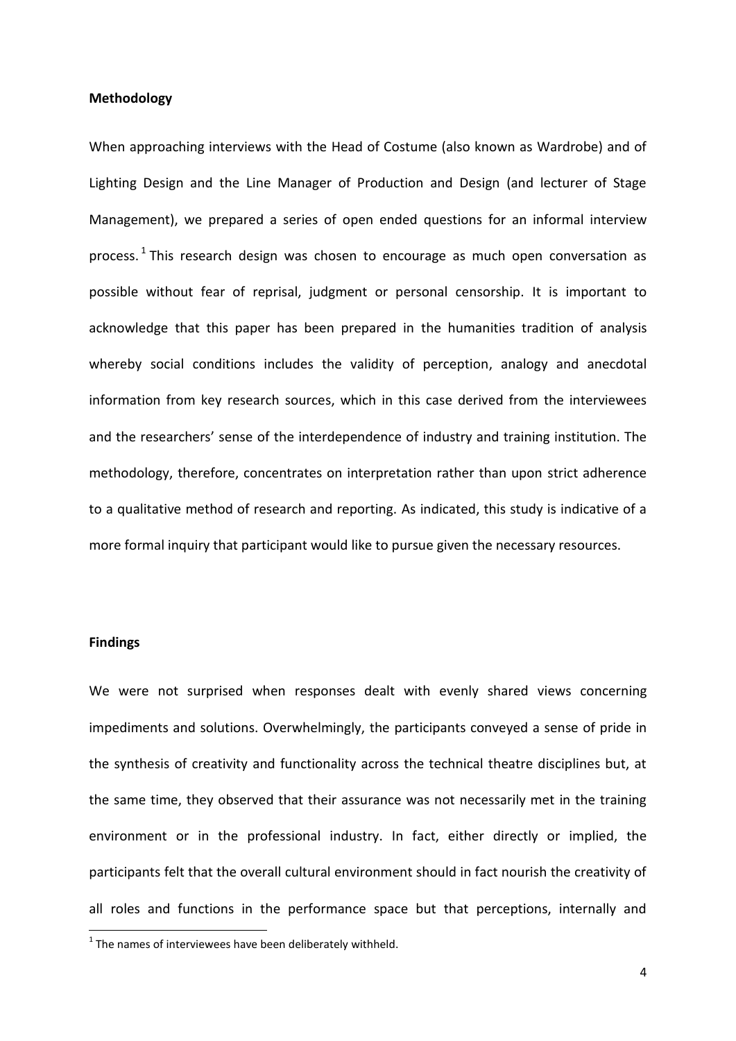**Methodology**

When approaching interviews with the Head of Costume (also known as Wardrobe) and of Lighting Design and the Line Manager of Production and Design (and lecturer of Stage Management), we prepared a series of open ended questions for an informal interview process.[1] This research design was chosen to encourage as much open conversation as possible without fear of reprisal, judgment or personal censorship. It is important to acknowledge that this paper has been prepared in the humanities tradition of analysis whereby social conditions includes the validity of perception, analogy and anecdotal information from key research sources, which in this case derived from the interviewees and the researchers' sense of the interdependence of industry and training institution. The methodology, therefore, concentrates on interpretation rather than upon strict adherence to a qualitative method of research and reporting. As indicated, this study is indicative of a more formal inquiry that participant would like to pursue given the necessary resources.

**Findings**

We were not surprised when responses dealt with evenly shared views concerning impediments and solutions. Overwhelmingly, the participants conveyed a sense of pride in the synthesis of creativity and functionality across the technical theatre disciplines but, at the same time, they observed that their assurance was not necessarily met in the training environment or in the professional industry. In fact, either directly or implied, the participants felt that the overall cultural environment should in fact nourish the creativity of all roles and functions in the performance space but that perceptions, internally and

[1] The names of interviewees have been deliberately withheld.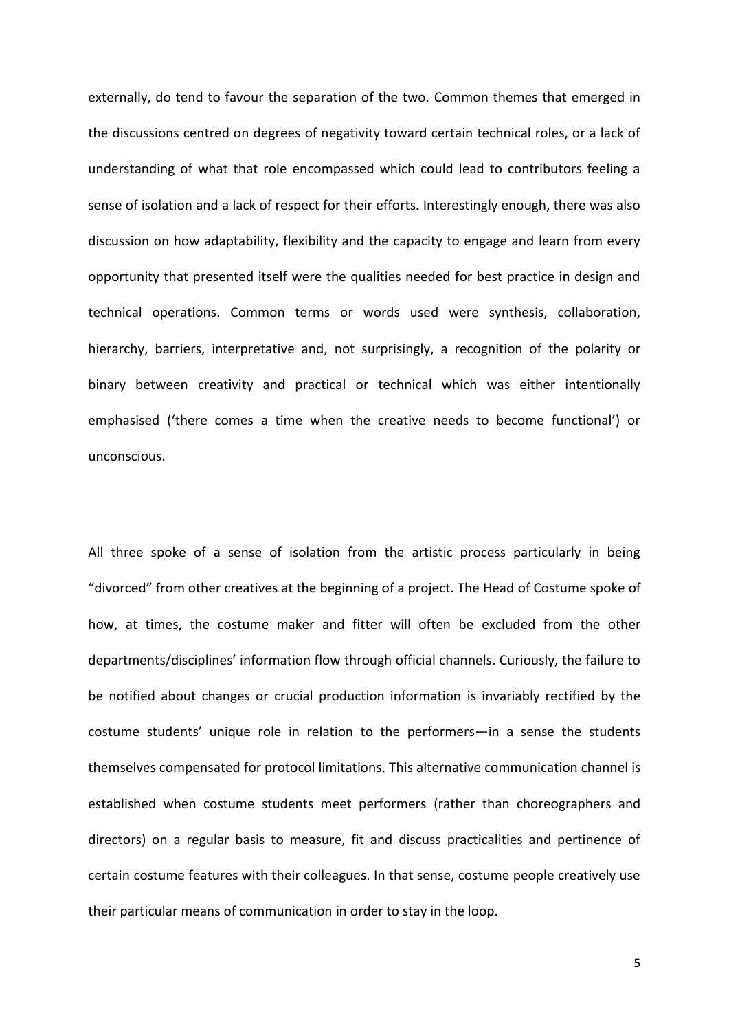externally, do tend to favour the separation of the two. Common themes that emerged in the discussions centred on degrees of negativity toward certain technical roles, or a lack of understanding of what that role encompassed which could lead to contributors feeling a sense of isolation and a lack of respect for their efforts. Interestingly enough, there was also discussion on how adaptability, flexibility and the capacity to engage and learn from every opportunity that presented itself were the qualities needed for best practice in design and technical operations. Common terms or words used were synthesis, collaboration, hierarchy, barriers, interpretative and, not surprisingly, a recognition of the polarity or binary between creativity and practical or technical which was either intentionally emphasised ('there comes a time when the creative needs to become functional') or unconscious.

All three spoke of a sense of isolation from the artistic process particularly in being "divorced" from other creatives at the beginning of a project. The Head of Costume spoke of how, at times, the costume maker and fitter will often be excluded from the other departments/disciplines' information flow through official channels. Curiously, the failure to be notified about changes or crucial production information is invariably rectified by the costume students' unique role in relation to the performers—in a sense the students themselves compensated for protocol limitations. This alternative communication channel is established when costume students meet performers (rather than choreographers and directors) on a regular basis to measure, fit and discuss practicalities and pertinence of certain costume features with their colleagues. In that sense, costume people creatively use their particular means of communication in order to stay in the loop.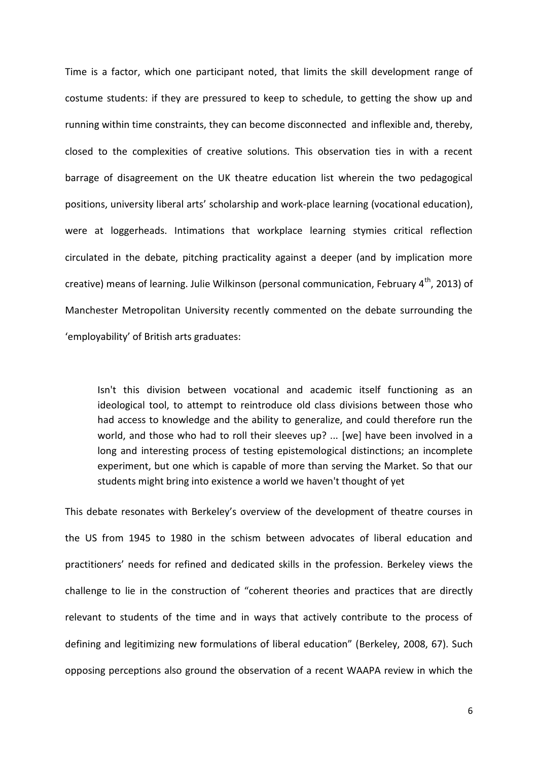Time is a factor, which one participant noted, that limits the skill development range of costume students: if they are pressured to keep to schedule, to getting the show up and running within time constraints, they can become disconnected and inflexible and, thereby, closed to the complexities of creative solutions. This observation ties in with a recent barrage of disagreement on the UK theatre education list wherein the two pedagogical positions, university liberal arts' scholarship and work-place learning (vocational education), were at loggerheads. Intimations that workplace learning stymies critical reflection circulated in the debate, pitching practicality against a deeper (and by implication more creative) means of learning. Julie Wilkinson (personal communication, February 4th, 2013) of Manchester Metropolitan University recently commented on the debate surrounding the 'employability' of British arts graduates:

> Isn't this division between vocational and academic itself functioning as an ideological tool, to attempt to reintroduce old class divisions between those who had access to knowledge and the ability to generalize, and could therefore run the world, and those who had to roll their sleeves up? ... [we] have been involved in a long and interesting process of testing epistemological distinctions; an incomplete experiment, but one which is capable of more than serving the Market. So that our students might bring into existence a world we haven't thought of yet

This debate resonates with Berkeley's overview of the development of theatre courses in the US from 1945 to 1980 in the schism between advocates of liberal education and practitioners' needs for refined and dedicated skills in the profession. Berkeley views the challenge to lie in the construction of "coherent theories and practices that are directly relevant to students of the time and in ways that actively contribute to the process of defining and legitimizing new formulations of liberal education" (Berkeley, 2008, 67). Such opposing perceptions also ground the observation of a recent WAAPA review in which the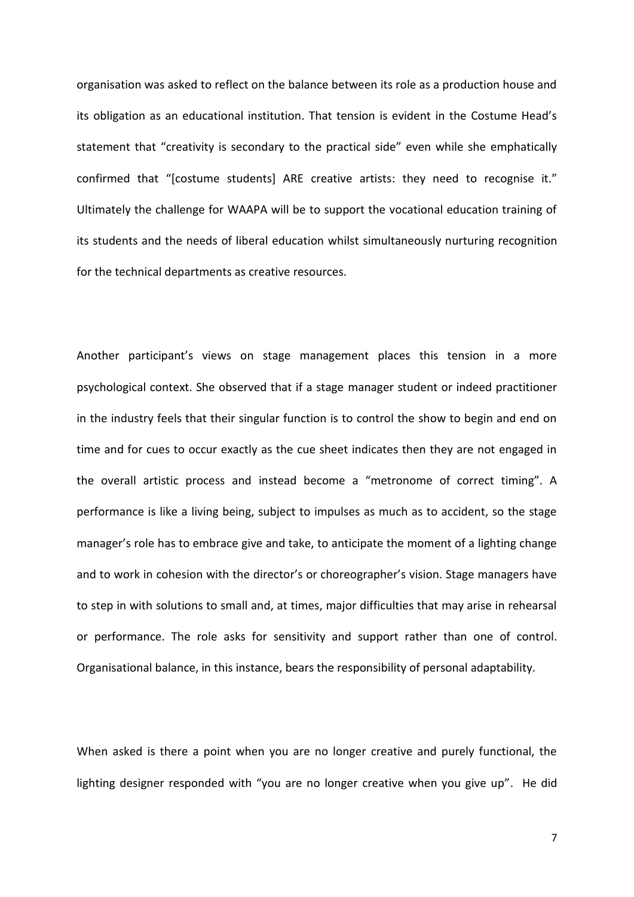organisation was asked to reflect on the balance between its role as a production house and its obligation as an educational institution. That tension is evident in the Costume Head's statement that "creativity is secondary to the practical side" even while she emphatically confirmed that "[costume students] ARE creative artists: they need to recognise it." Ultimately the challenge for WAAPA will be to support the vocational education training of its students and the needs of liberal education whilst simultaneously nurturing recognition for the technical departments as creative resources.

Another participant's views on stage management places this tension in a more psychological context. She observed that if a stage manager student or indeed practitioner in the industry feels that their singular function is to control the show to begin and end on time and for cues to occur exactly as the cue sheet indicates then they are not engaged in the overall artistic process and instead become a "metronome of correct timing". A performance is like a living being, subject to impulses as much as to accident, so the stage manager's role has to embrace give and take, to anticipate the moment of a lighting change and to work in cohesion with the director's or choreographer's vision. Stage managers have to step in with solutions to small and, at times, major difficulties that may arise in rehearsal or performance. The role asks for sensitivity and support rather than one of control. Organisational balance, in this instance, bears the responsibility of personal adaptability.

When asked is there a point when you are no longer creative and purely functional, the lighting designer responded with "you are no longer creative when you give up". He did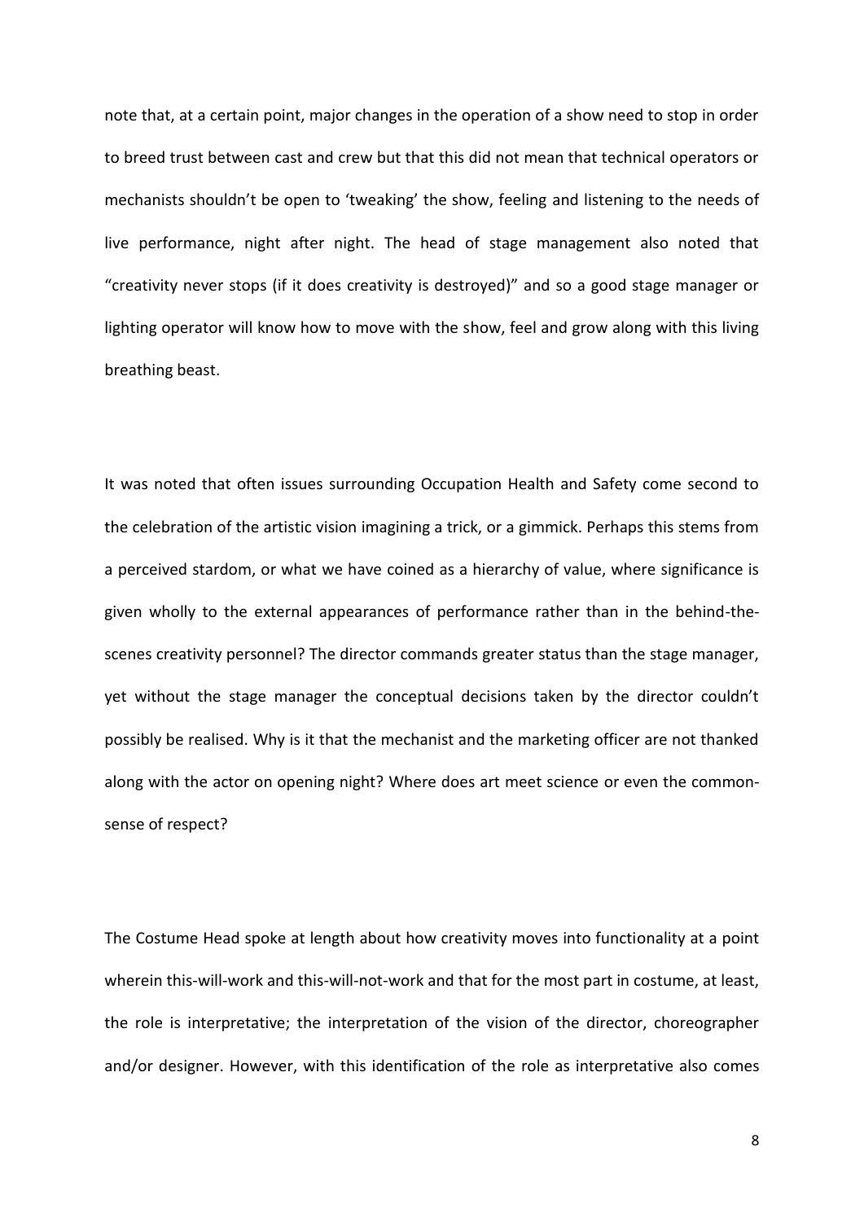note that, at a certain point, major changes in the operation of a show need to stop in order to breed trust between cast and crew but that this did not mean that technical operators or mechanists shouldn't be open to 'tweaking' the show, feeling and listening to the needs of live performance, night after night. The head of stage management also noted that "creativity never stops (if it does creativity is destroyed)" and so a good stage manager or lighting operator will know how to move with the show, feel and grow along with this living breathing beast.

It was noted that often issues surrounding Occupation Health and Safety come second to the celebration of the artistic vision imagining a trick, or a gimmick. Perhaps this stems from a perceived stardom, or what we have coined as a hierarchy of value, where significance is given wholly to the external appearances of performance rather than in the behind-the-scenes creativity personnel? The director commands greater status than the stage manager, yet without the stage manager the conceptual decisions taken by the director couldn't possibly be realised. Why is it that the mechanist and the marketing officer are not thanked along with the actor on opening night? Where does art meet science or even the common-sense of respect?

The Costume Head spoke at length about how creativity moves into functionality at a point wherein this-will-work and this-will-not-work and that for the most part in costume, at least, the role is interpretative; the interpretation of the vision of the director, choreographer and/or designer. However, with this identification of the role as interpretative also comes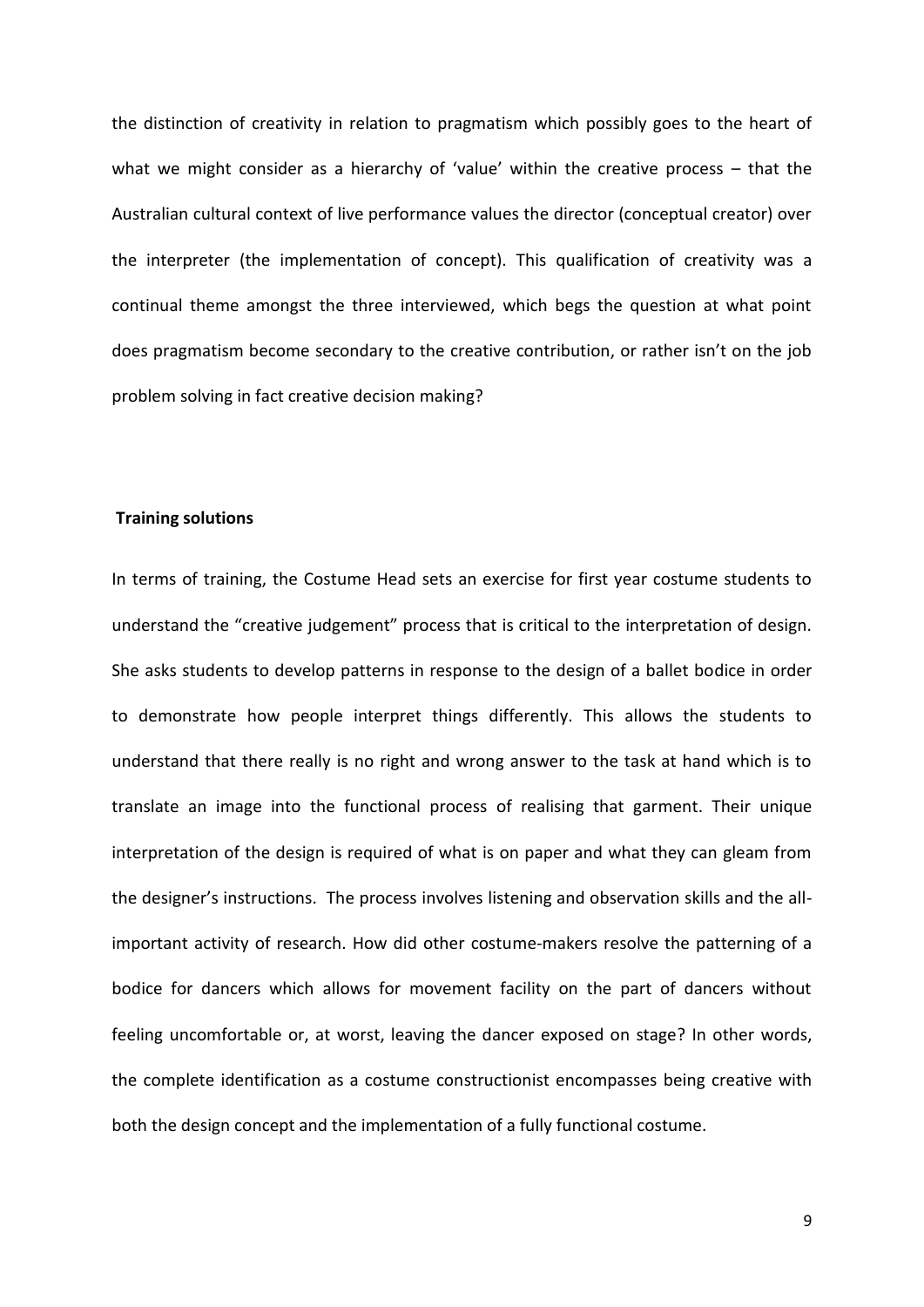the distinction of creativity in relation to pragmatism which possibly goes to the heart of what we might consider as a hierarchy of 'value' within the creative process – that the Australian cultural context of live performance values the director (conceptual creator) over the interpreter (the implementation of concept). This qualification of creativity was a continual theme amongst the three interviewed, which begs the question at what point does pragmatism become secondary to the creative contribution, or rather isn't on the job problem solving in fact creative decision making?

## Training solutions

In terms of training, the Costume Head sets an exercise for first year costume students to understand the "creative judgement" process that is critical to the interpretation of design. She asks students to develop patterns in response to the design of a ballet bodice in order to demonstrate how people interpret things differently. This allows the students to understand that there really is no right and wrong answer to the task at hand which is to translate an image into the functional process of realising that garment. Their unique interpretation of the design is required of what is on paper and what they can gleam from the designer's instructions. The process involves listening and observation skills and the all-important activity of research. How did other costume-makers resolve the patterning of a bodice for dancers which allows for movement facility on the part of dancers without feeling uncomfortable or, at worst, leaving the dancer exposed on stage? In other words, the complete identification as a costume constructionist encompasses being creative with both the design concept and the implementation of a fully functional costume.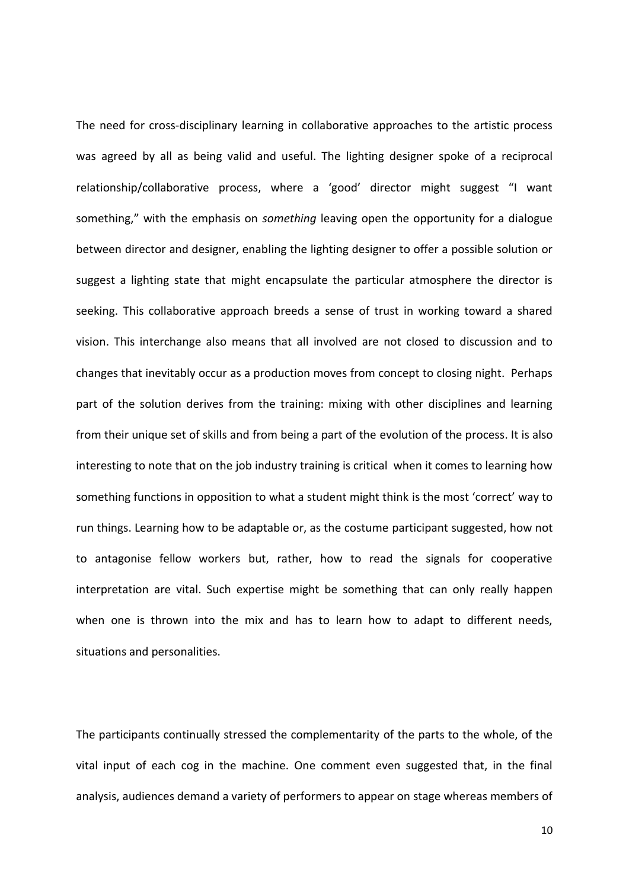The need for cross-disciplinary learning in collaborative approaches to the artistic process was agreed by all as being valid and useful. The lighting designer spoke of a reciprocal relationship/collaborative process, where a 'good' director might suggest "I want something," with the emphasis on *something* leaving open the opportunity for a dialogue between director and designer, enabling the lighting designer to offer a possible solution or suggest a lighting state that might encapsulate the particular atmosphere the director is seeking. This collaborative approach breeds a sense of trust in working toward a shared vision. This interchange also means that all involved are not closed to discussion and to changes that inevitably occur as a production moves from concept to closing night. Perhaps part of the solution derives from the training: mixing with other disciplines and learning from their unique set of skills and from being a part of the evolution of the process. It is also interesting to note that on the job industry training is critical when it comes to learning how something functions in opposition to what a student might think is the most 'correct' way to run things. Learning how to be adaptable or, as the costume participant suggested, how not to antagonise fellow workers but, rather, how to read the signals for cooperative interpretation are vital. Such expertise might be something that can only really happen when one is thrown into the mix and has to learn how to adapt to different needs, situations and personalities.

The participants continually stressed the complementarity of the parts to the whole, of the vital input of each cog in the machine. One comment even suggested that, in the final analysis, audiences demand a variety of performers to appear on stage whereas members of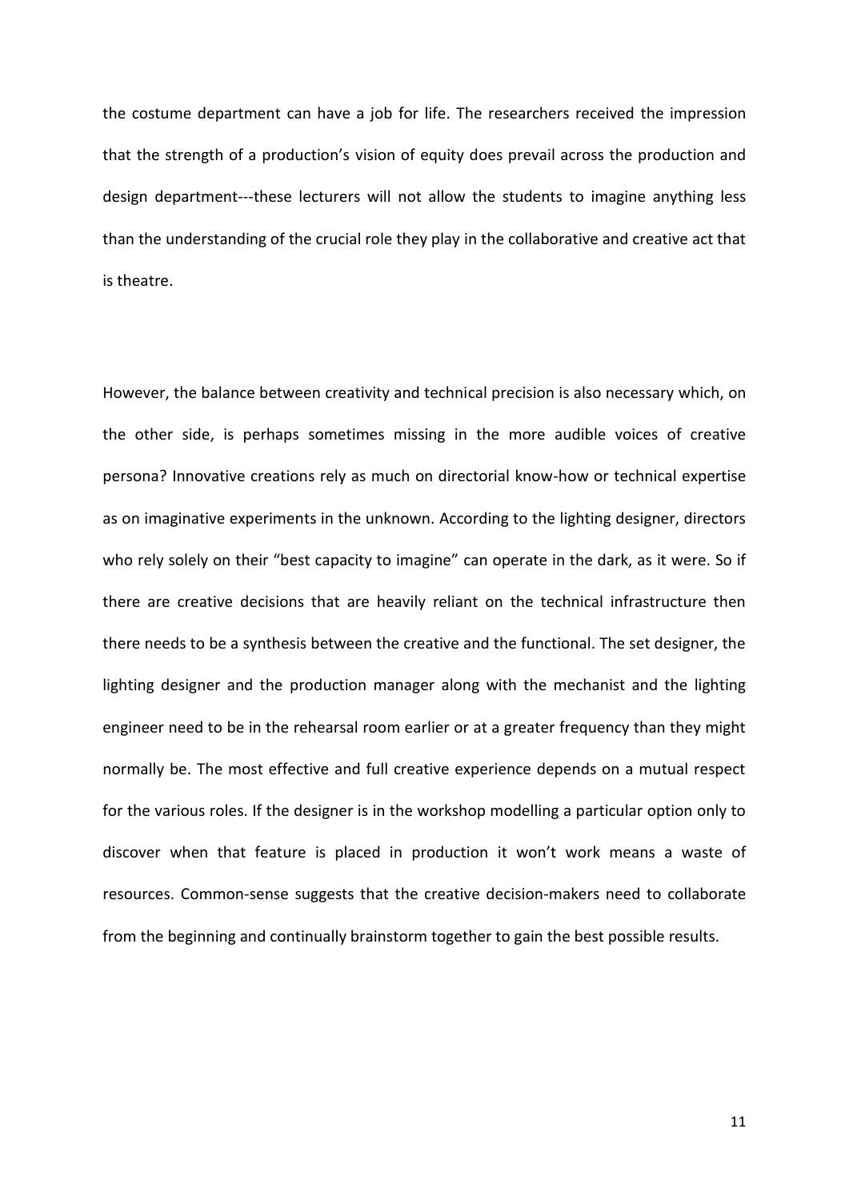the costume department can have a job for life. The researchers received the impression that the strength of a production's vision of equity does prevail across the production and design department---these lecturers will not allow the students to imagine anything less than the understanding of the crucial role they play in the collaborative and creative act that is theatre.

However, the balance between creativity and technical precision is also necessary which, on the other side, is perhaps sometimes missing in the more audible voices of creative persona? Innovative creations rely as much on directorial know-how or technical expertise as on imaginative experiments in the unknown. According to the lighting designer, directors who rely solely on their "best capacity to imagine" can operate in the dark, as it were. So if there are creative decisions that are heavily reliant on the technical infrastructure then there needs to be a synthesis between the creative and the functional. The set designer, the lighting designer and the production manager along with the mechanist and the lighting engineer need to be in the rehearsal room earlier or at a greater frequency than they might normally be. The most effective and full creative experience depends on a mutual respect for the various roles. If the designer is in the workshop modelling a particular option only to discover when that feature is placed in production it won't work means a waste of resources. Common-sense suggests that the creative decision-makers need to collaborate from the beginning and continually brainstorm together to gain the best possible results.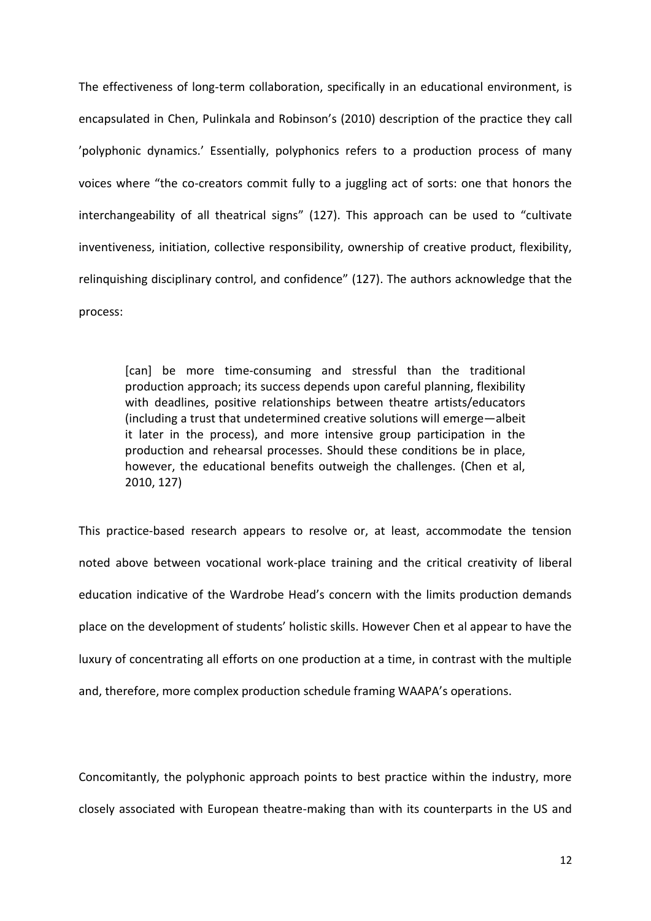The effectiveness of long-term collaboration, specifically in an educational environment, is encapsulated in Chen, Pulinkala and Robinson's (2010) description of the practice they call 'polyphonic dynamics.' Essentially, polyphonics refers to a production process of many voices where "the co-creators commit fully to a juggling act of sorts: one that honors the interchangeability of all theatrical signs" (127). This approach can be used to "cultivate inventiveness, initiation, collective responsibility, ownership of creative product, flexibility, relinquishing disciplinary control, and confidence" (127). The authors acknowledge that the process:

> [can] be more time-consuming and stressful than the traditional production approach; its success depends upon careful planning, flexibility with deadlines, positive relationships between theatre artists/educators (including a trust that undetermined creative solutions will emerge—albeit it later in the process), and more intensive group participation in the production and rehearsal processes. Should these conditions be in place, however, the educational benefits outweigh the challenges. (Chen et al, 2010, 127)

This practice-based research appears to resolve or, at least, accommodate the tension noted above between vocational work-place training and the critical creativity of liberal education indicative of the Wardrobe Head's concern with the limits production demands place on the development of students' holistic skills. However Chen et al appear to have the luxury of concentrating all efforts on one production at a time, in contrast with the multiple and, therefore, more complex production schedule framing WAAPA's operations.

Concomitantly, the polyphonic approach points to best practice within the industry, more closely associated with European theatre-making than with its counterparts in the US and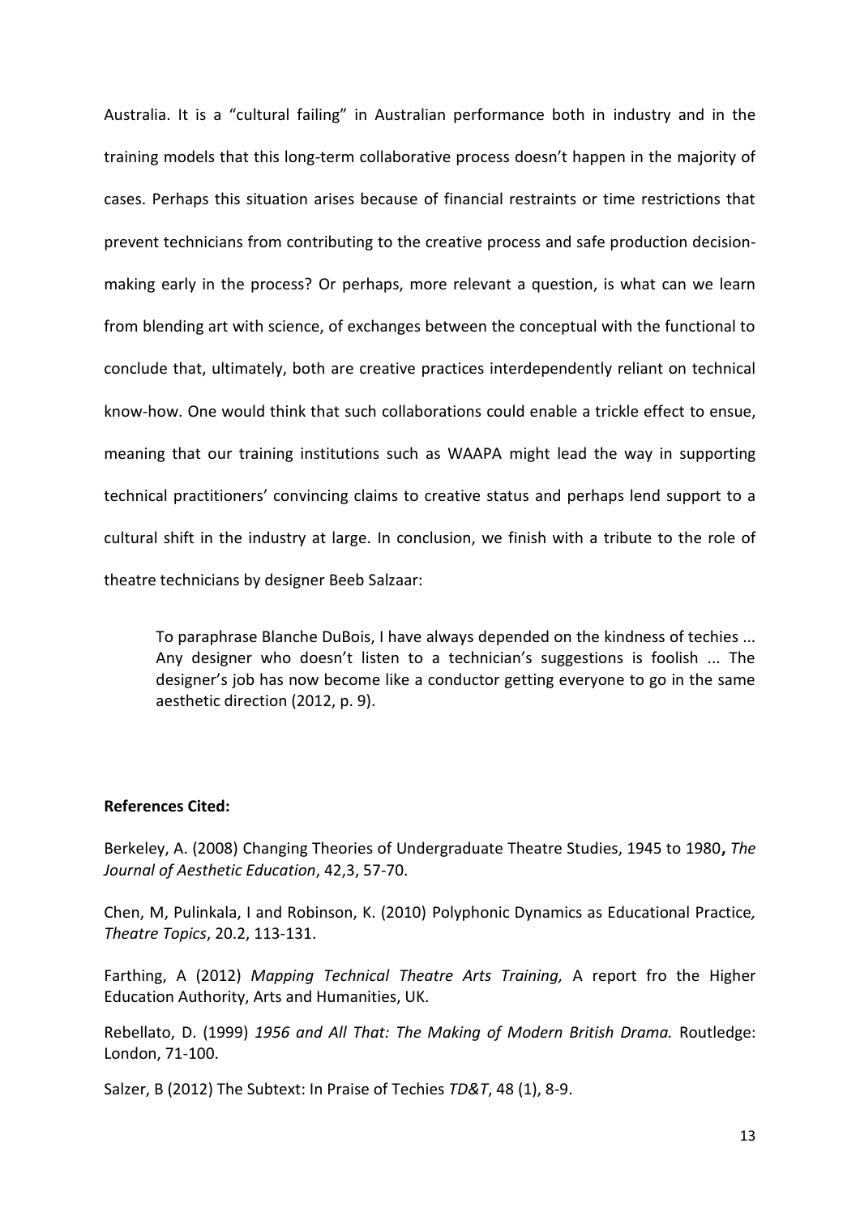Australia. It is a "cultural failing" in Australian performance both in industry and in the training models that this long-term collaborative process doesn't happen in the majority of cases. Perhaps this situation arises because of financial restraints or time restrictions that prevent technicians from contributing to the creative process and safe production decision-making early in the process? Or perhaps, more relevant a question, is what can we learn from blending art with science, of exchanges between the conceptual with the functional to conclude that, ultimately, both are creative practices interdependently reliant on technical know-how. One would think that such collaborations could enable a trickle effect to ensue, meaning that our training institutions such as WAAPA might lead the way in supporting technical practitioners' convincing claims to creative status and perhaps lend support to a cultural shift in the industry at large. In conclusion, we finish with a tribute to the role of theatre technicians by designer Beeb Salzaar:

> To paraphrase Blanche DuBois, I have always depended on the kindness of techies ... Any designer who doesn't listen to a technician's suggestions is foolish ... The designer's job has now become like a conductor getting everyone to go in the same aesthetic direction (2012, p. 9).

**References Cited:**

Berkeley, A. (2008) Changing Theories of Undergraduate Theatre Studies, 1945 to 1980**,** *The Journal of Aesthetic Education*, 42,3, 57-70.

Chen, M, Pulinkala, I and Robinson, K. (2010) Polyphonic Dynamics as Educational Practice*, Theatre Topics*, 20.2, 113-131.

Farthing, A (2012) *Mapping Technical Theatre Arts Training,* A report fro the Higher Education Authority, Arts and Humanities, UK.

Rebellato, D. (1999) *1956 and All That: The Making of Modern British Drama.* Routledge: London, 71-100.

Salzer, B (2012) The Subtext: In Praise of Techies *TD&T*, 48 (1), 8-9.